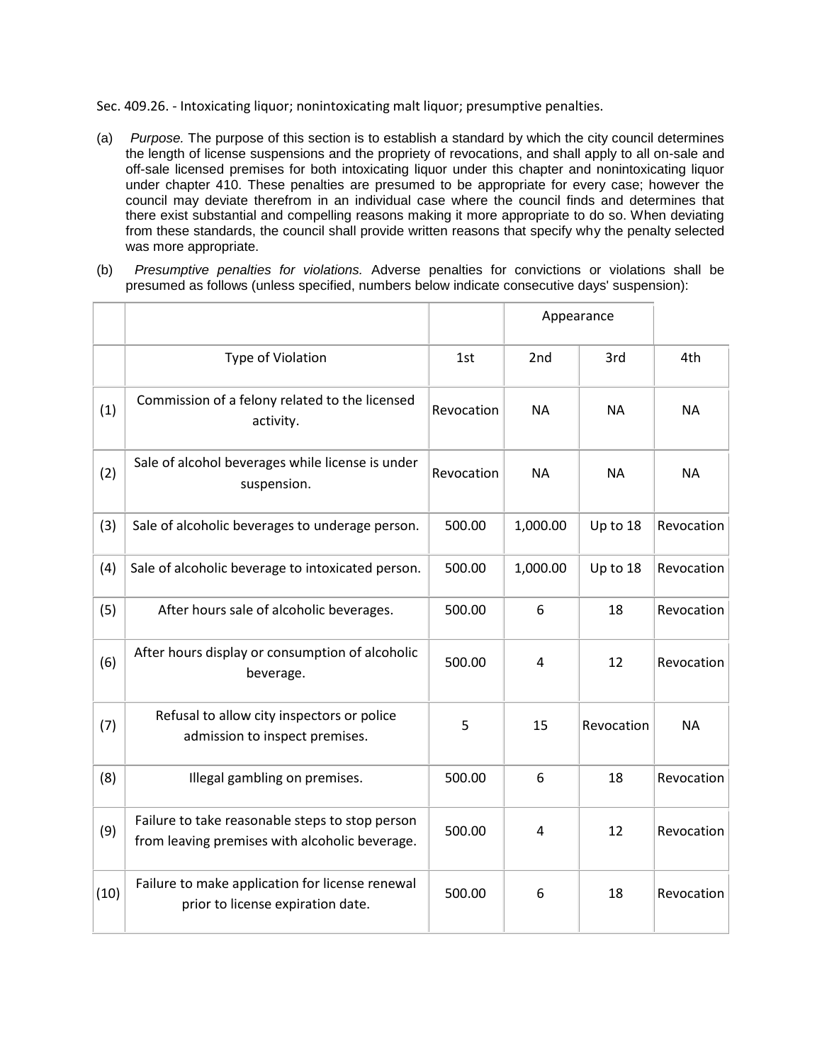Sec. 409.26. - Intoxicating liquor; nonintoxicating malt liquor; presumptive penalties.

(a) *Purpose.* The purpose of this section is to establish a standard by which the city council determines the length of license suspensions and the propriety of revocations, and shall apply to all on-sale and off-sale licensed premises for both intoxicating liquor under this chapter and nonintoxicating liquor under chapter 410. These penalties are presumed to be appropriate for every case; however the council may deviate therefrom in an individual case where the council finds and determines that there exist substantial and compelling reasons making it more appropriate to do so. When deviating from these standards, the council shall provide written reasons that specify why the penalty selected was more appropriate.

(b) *Presumptive penalties for violations.* Adverse penalties for convictions or violations shall be presumed as follows (unless specified, numbers below indicate consecutive days' suspension):

| | | | Appearance | | |
|---|---|---|---|---|---|
| | Type of Violation | 1st | 2nd | 3rd | 4th |
| (1) | Commission of a felony related to the licensed activity. | Revocation | NA | NA | NA |
| (2) | Sale of alcohol beverages while license is under suspension. | Revocation | NA | NA | NA |
| (3) | Sale of alcoholic beverages to underage person. | 500.00 | 1,000.00 | Up to 18 | Revocation |
| (4) | Sale of alcoholic beverage to intoxicated person. | 500.00 | 1,000.00 | Up to 18 | Revocation |
| (5) | After hours sale of alcoholic beverages. | 500.00 | 6 | 18 | Revocation |
| (6) | After hours display or consumption of alcoholic beverage. | 500.00 | 4 | 12 | Revocation |
| (7) | Refusal to allow city inspectors or police admission to inspect premises. | 5 | 15 | Revocation | NA |
| (8) | Illegal gambling on premises. | 500.00 | 6 | 18 | Revocation |
| (9) | Failure to take reasonable steps to stop person from leaving premises with alcoholic beverage. | 500.00 | 4 | 12 | Revocation |
| (10) | Failure to make application for license renewal prior to license expiration date. | 500.00 | 6 | 18 | Revocation |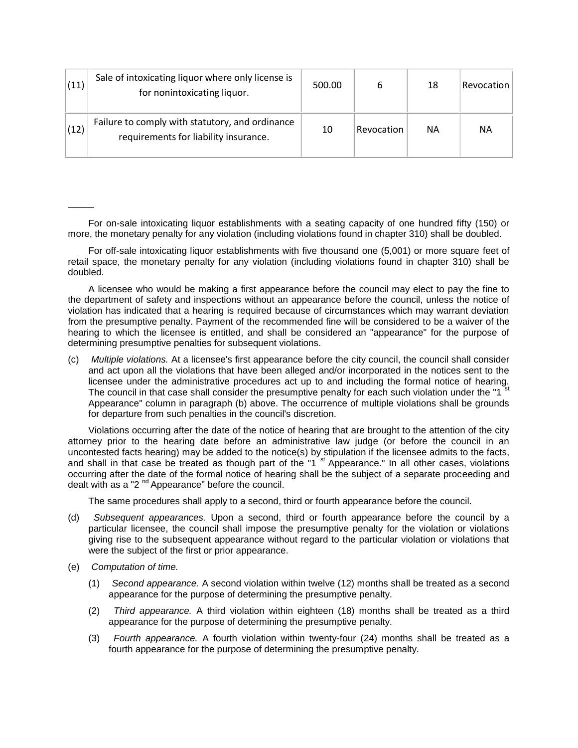| (11) | Sale of intoxicating liquor where only license is for nonintoxicating liquor. | 500.00 | 6 | 18 | Revocation |
|---|---|---|---|---|---|
| (12) | Failure to comply with statutory, and ordinance requirements for liability insurance. | 10 | Revocation | NA | NA |

_____

For on-sale intoxicating liquor establishments with a seating capacity of one hundred fifty (150) or more, the monetary penalty for any violation (including violations found in chapter 310) shall be doubled.

For off-sale intoxicating liquor establishments with five thousand one (5,001) or more square feet of retail space, the monetary penalty for any violation (including violations found in chapter 310) shall be doubled.

A licensee who would be making a first appearance before the council may elect to pay the fine to the department of safety and inspections without an appearance before the council, unless the notice of violation has indicated that a hearing is required because of circumstances which may warrant deviation from the presumptive penalty. Payment of the recommended fine will be considered to be a waiver of the hearing to which the licensee is entitled, and shall be considered an "appearance" for the purpose of determining presumptive penalties for subsequent violations.

(c) *Multiple violations.* At a licensee's first appearance before the city council, the council shall consider and act upon all the violations that have been alleged and/or incorporated in the notices sent to the licensee under the administrative procedures act up to and including the formal notice of hearing. The council in that case shall consider the presumptive penalty for each such violation under the "1st Appearance" column in paragraph (b) above. The occurrence of multiple violations shall be grounds for departure from such penalties in the council's discretion.

Violations occurring after the date of the notice of hearing that are brought to the attention of the city attorney prior to the hearing date before an administrative law judge (or before the council in an uncontested facts hearing) may be added to the notice(s) by stipulation if the licensee admits to the facts, and shall in that case be treated as though part of the "1st Appearance." In all other cases, violations occurring after the date of the formal notice of hearing shall be the subject of a separate proceeding and dealt with as a "2nd Appearance" before the council.

The same procedures shall apply to a second, third or fourth appearance before the council.

(d) *Subsequent appearances.* Upon a second, third or fourth appearance before the council by a particular licensee, the council shall impose the presumptive penalty for the violation or violations giving rise to the subsequent appearance without regard to the particular violation or violations that were the subject of the first or prior appearance.

(e) *Computation of time.*

(1) *Second appearance.* A second violation within twelve (12) months shall be treated as a second appearance for the purpose of determining the presumptive penalty.

(2) *Third appearance.* A third violation within eighteen (18) months shall be treated as a third appearance for the purpose of determining the presumptive penalty.

(3) *Fourth appearance.* A fourth violation within twenty-four (24) months shall be treated as a fourth appearance for the purpose of determining the presumptive penalty.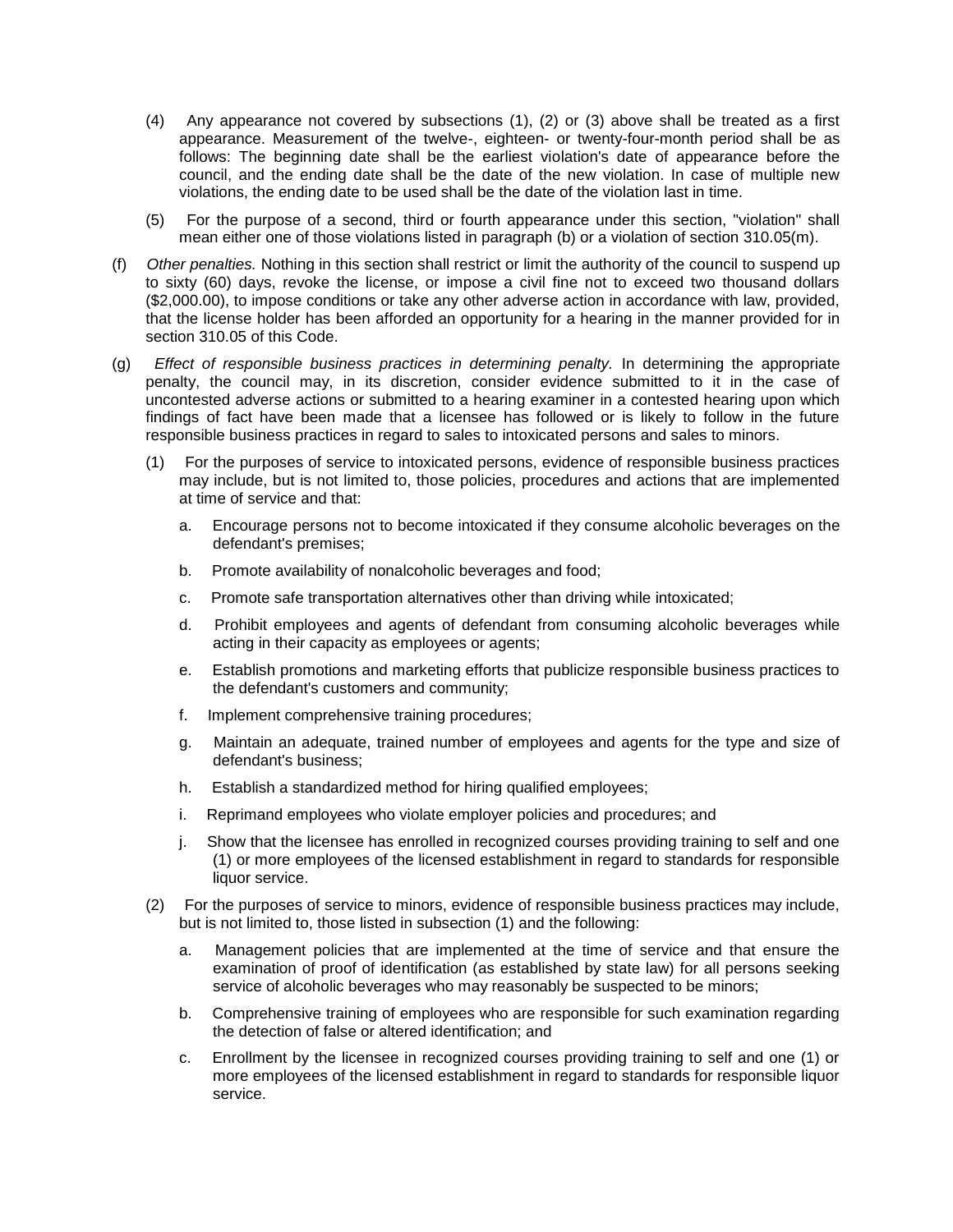(4) Any appearance not covered by subsections (1), (2) or (3) above shall be treated as a first appearance. Measurement of the twelve-, eighteen- or twenty-four-month period shall be as follows: The beginning date shall be the earliest violation's date of appearance before the council, and the ending date shall be the date of the new violation. In case of multiple new violations, the ending date to be used shall be the date of the violation last in time.

(5) For the purpose of a second, third or fourth appearance under this section, "violation" shall mean either one of those violations listed in paragraph (b) or a violation of section 310.05(m).

(f) *Other penalties.* Nothing in this section shall restrict or limit the authority of the council to suspend up to sixty (60) days, revoke the license, or impose a civil fine not to exceed two thousand dollars ($2,000.00), to impose conditions or take any other adverse action in accordance with law, provided, that the license holder has been afforded an opportunity for a hearing in the manner provided for in section 310.05 of this Code.

(g) *Effect of responsible business practices in determining penalty.* In determining the appropriate penalty, the council may, in its discretion, consider evidence submitted to it in the case of uncontested adverse actions or submitted to a hearing examiner in a contested hearing upon which findings of fact have been made that a licensee has followed or is likely to follow in the future responsible business practices in regard to sales to intoxicated persons and sales to minors.

(1) For the purposes of service to intoxicated persons, evidence of responsible business practices may include, but is not limited to, those policies, procedures and actions that are implemented at time of service and that:

a. Encourage persons not to become intoxicated if they consume alcoholic beverages on the defendant's premises;

b. Promote availability of nonalcoholic beverages and food;

c. Promote safe transportation alternatives other than driving while intoxicated;

d. Prohibit employees and agents of defendant from consuming alcoholic beverages while acting in their capacity as employees or agents;

e. Establish promotions and marketing efforts that publicize responsible business practices to the defendant's customers and community;

f. Implement comprehensive training procedures;

g. Maintain an adequate, trained number of employees and agents for the type and size of defendant's business;

h. Establish a standardized method for hiring qualified employees;

i. Reprimand employees who violate employer policies and procedures; and

j. Show that the licensee has enrolled in recognized courses providing training to self and one (1) or more employees of the licensed establishment in regard to standards for responsible liquor service.

(2) For the purposes of service to minors, evidence of responsible business practices may include, but is not limited to, those listed in subsection (1) and the following:

a. Management policies that are implemented at the time of service and that ensure the examination of proof of identification (as established by state law) for all persons seeking service of alcoholic beverages who may reasonably be suspected to be minors;

b. Comprehensive training of employees who are responsible for such examination regarding the detection of false or altered identification; and

c. Enrollment by the licensee in recognized courses providing training to self and one (1) or more employees of the licensed establishment in regard to standards for responsible liquor service.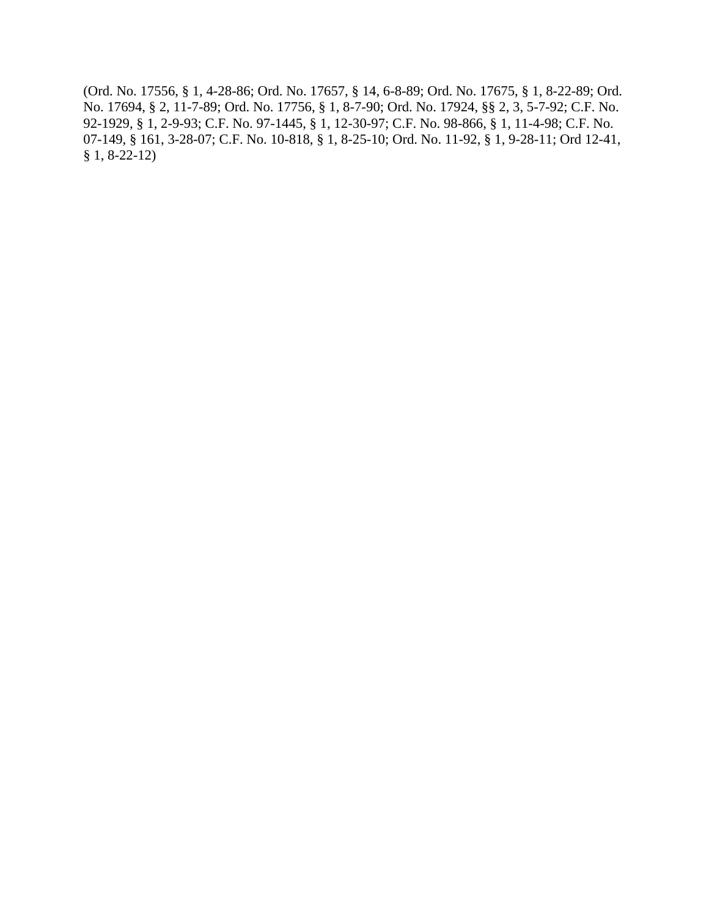(Ord. No. 17556, § 1, 4-28-86; Ord. No. 17657, § 14, 6-8-89; Ord. No. 17675, § 1, 8-22-89; Ord. No. 17694, § 2, 11-7-89; Ord. No. 17756, § 1, 8-7-90; Ord. No. 17924, §§ 2, 3, 5-7-92; C.F. No. 92-1929, § 1, 2-9-93; C.F. No. 97-1445, § 1, 12-30-97; C.F. No. 98-866, § 1, 11-4-98; C.F. No. 07-149, § 161, 3-28-07; C.F. No. 10-818, § 1, 8-25-10; Ord. No. 11-92, § 1, 9-28-11; Ord 12-41, § 1, 8-22-12)